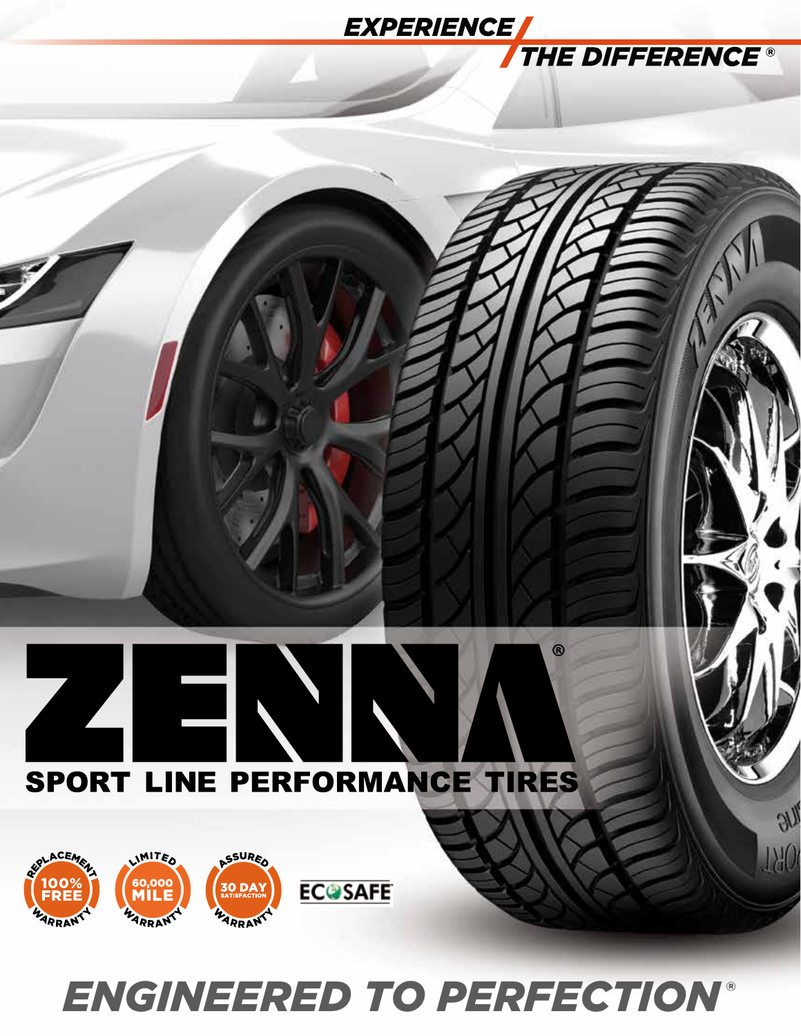EXPERIENCE THE DIFFERENCE®

# ZENNA®

## SPORT LINE PERFORMANCE TIRES

REPLACEMENT 100% FREE WARRANTY

LIMITED 60,000 MILE WARRANTY

ASSURED 30 DAY SATISFACTION WARRANTY

ECOSAFE

## ENGINEERED TO PERFECTION®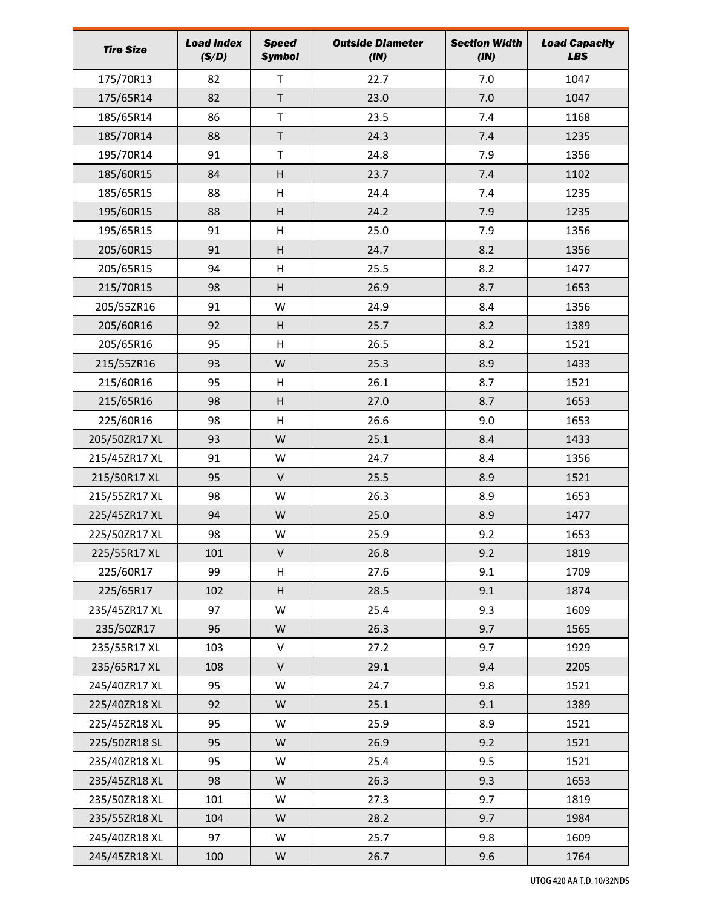| Tire Size | Load Index (S/D) | Speed Symbol | Outside Diameter (IN) | Section Width (IN) | Load Capacity LBS |
|---|---|---|---|---|---|
| 175/70R13 | 82 | T | 22.7 | 7.0 | 1047 |
| 175/65R14 | 82 | T | 23.0 | 7.0 | 1047 |
| 185/65R14 | 86 | T | 23.5 | 7.4 | 1168 |
| 185/70R14 | 88 | T | 24.3 | 7.4 | 1235 |
| 195/70R14 | 91 | T | 24.8 | 7.9 | 1356 |
| 185/60R15 | 84 | H | 23.7 | 7.4 | 1102 |
| 185/65R15 | 88 | H | 24.4 | 7.4 | 1235 |
| 195/60R15 | 88 | H | 24.2 | 7.9 | 1235 |
| 195/65R15 | 91 | H | 25.0 | 7.9 | 1356 |
| 205/60R15 | 91 | H | 24.7 | 8.2 | 1356 |
| 205/65R15 | 94 | H | 25.5 | 8.2 | 1477 |
| 215/70R15 | 98 | H | 26.9 | 8.7 | 1653 |
| 205/55ZR16 | 91 | W | 24.9 | 8.4 | 1356 |
| 205/60R16 | 92 | H | 25.7 | 8.2 | 1389 |
| 205/65R16 | 95 | H | 26.5 | 8.2 | 1521 |
| 215/55ZR16 | 93 | W | 25.3 | 8.9 | 1433 |
| 215/60R16 | 95 | H | 26.1 | 8.7 | 1521 |
| 215/65R16 | 98 | H | 27.0 | 8.7 | 1653 |
| 225/60R16 | 98 | H | 26.6 | 9.0 | 1653 |
| 205/50ZR17 XL | 93 | W | 25.1 | 8.4 | 1433 |
| 215/45ZR17 XL | 91 | W | 24.7 | 8.4 | 1356 |
| 215/50R17 XL | 95 | V | 25.5 | 8.9 | 1521 |
| 215/55ZR17 XL | 98 | W | 26.3 | 8.9 | 1653 |
| 225/45ZR17 XL | 94 | W | 25.0 | 8.9 | 1477 |
| 225/50ZR17 XL | 98 | W | 25.9 | 9.2 | 1653 |
| 225/55R17 XL | 101 | V | 26.8 | 9.2 | 1819 |
| 225/60R17 | 99 | H | 27.6 | 9.1 | 1709 |
| 225/65R17 | 102 | H | 28.5 | 9.1 | 1874 |
| 235/45ZR17 XL | 97 | W | 25.4 | 9.3 | 1609 |
| 235/50ZR17 | 96 | W | 26.3 | 9.7 | 1565 |
| 235/55R17 XL | 103 | V | 27.2 | 9.7 | 1929 |
| 235/65R17 XL | 108 | V | 29.1 | 9.4 | 2205 |
| 245/40ZR17 XL | 95 | W | 24.7 | 9.8 | 1521 |
| 225/40ZR18 XL | 92 | W | 25.1 | 9.1 | 1389 |
| 225/45ZR18 XL | 95 | W | 25.9 | 8.9 | 1521 |
| 225/50ZR18 SL | 95 | W | 26.9 | 9.2 | 1521 |
| 235/40ZR18 XL | 95 | W | 25.4 | 9.5 | 1521 |
| 235/45ZR18 XL | 98 | W | 26.3 | 9.3 | 1653 |
| 235/50ZR18 XL | 101 | W | 27.3 | 9.7 | 1819 |
| 235/55ZR18 XL | 104 | W | 28.2 | 9.7 | 1984 |
| 245/40ZR18 XL | 97 | W | 25.7 | 9.8 | 1609 |
| 245/45ZR18 XL | 100 | W | 26.7 | 9.6 | 1764 |

UTQG 420 AA T.D. 10/32NDS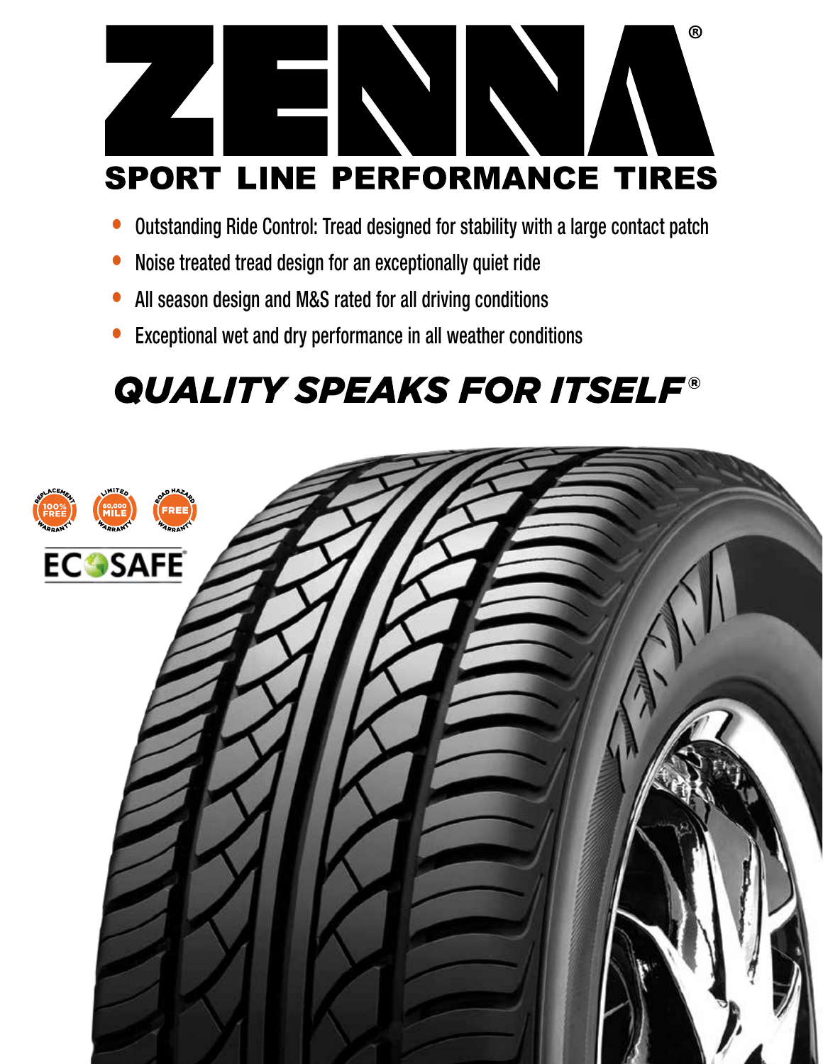# ZENNA®

## SPORT LINE PERFORMANCE TIRES

- Outstanding Ride Control: Tread designed for stability with a large contact patch
- Noise treated tread design for an exceptionally quiet ride
- All season design and M&S rated for all driving conditions
- Exceptional wet and dry performance in all weather conditions

## *QUALITY SPEAKS FOR ITSELF®*

REPLACEMENT 100% FREE WARRANTY

LIMITED 60,000 MILE WARRANTY

ROAD HAZARD FREE WARRANTY

ECOSAFE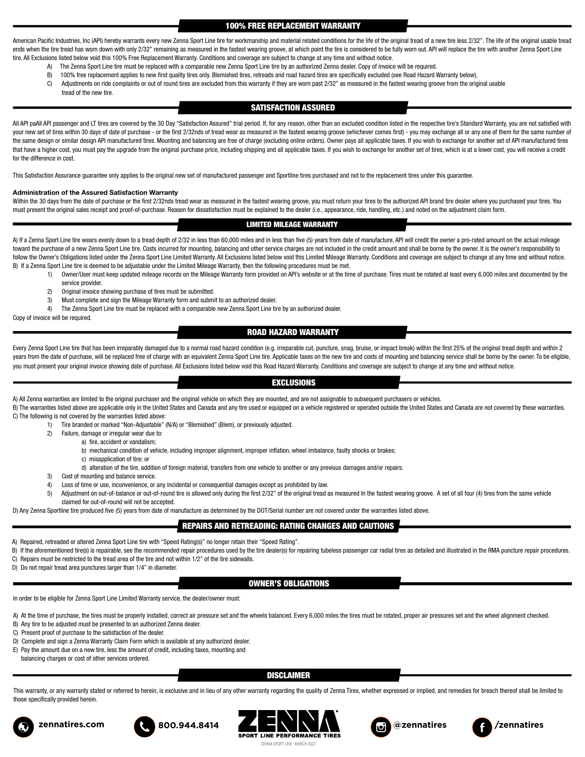## 100% FREE REPLACEMENT WARRANTY

American Pacific Industries, Inc (API) hereby warrants every new Zenna Sport Line tire for workmanship and material related conditions for the life of the original tread of a new tire less 2/32". The life of the original usable tread ends when the tire tread has worn down with only 2/32" remaining as measured in the fastest wearing groove, at which point the tire is considered to be fully worn out. API will replace the tire with another Zenna Sport Line tire. All Exclusions listed below void this 100% Free Replacement Warranty. Conditions and coverage are subject to change at any time and without notice.

A) The Zenna Sport Line tire must be replaced with a comparable new Zenna Sport Line tire by an authorized Zenna dealer. Copy of invoice will be required.
B) 100% free replacement applies to new first quality tires only. Blemished tires, retreads and road hazard tires are specifically excluded (see Road Hazard Warranty below),
C) Adjustments on ride complaints or out of round tires are excluded from this warranty if they are worn past 2/32" as measured in the fastest wearing groove from the original usable tread of the new tire.

## SATISFACTION ASSURED

All API paAll API passenger and LT tires are covered by the 30 Day "Satisfaction Assured" trial period. If, for any reason, other than an excluded condition listed in the respective tire's Standard Warranty, you are not satisfied with your new set of tires within 30 days of date of purchase - or the first 2/32nds of tread wear as measured in the fastest wearing groove (whichever comes first) - you may exchange all or any one of them for the same number of the same design or similar design API manufactured tires. Mounting and balancing are free of charge (excluding online orders). Owner pays all applicable taxes. If you wish to exchange for another set of API manufactured tires that have a higher cost, you must pay the upgrade from the original purchase price, including shipping and all applicable taxes. If you wish to exchange for another set of tires, which is at a lower cost, you will receive a credit for the difference in cost.

This Satisfaction Assurance guarantee only applies to the original new set of manufactured passenger and Sportline tires purchased and not to the replacement tires under this guarantee.

**Administration of the Assured Satisfaction Warranty**

Within the 30 days from the date of purchase or the first 2/32nds tread wear as measured in the fastest wearing groove, you must return your tires to the authorized API brand tire dealer where you purchased your tires. You must present the original sales receipt and proof-of-purchase. Reason for dissatisfaction must be explained to the dealer (i.e., appearance, ride, handling, etc.) and noted on the adjustment claim form.

## LIMITED MILEAGE WARRANTY

A) If a Zenna Sport Line tire wears evenly down to a tread depth of 2/32 in less than 60,000 miles and in less than five (5) years from date of manufacture, API will credit the owner a pro-rated amount on the actual mileage toward the purchase of a new Zenna Sport Line tire. Costs incurred for mounting, balancing and other service charges are not included in the credit amount and shall be borne by the owner. It is the owner's responsibility to follow the Owner's Obligations listed under the Zenna Sport Line Limited Warranty. All Exclusions listed below void this Limited Mileage Warranty. Conditions and coverage are subject to change at any time and without notice.

B) If a Zenna Sport Line tire is deemed to be adjustable under the Limited Mileage Warranty, then the following procedures must be met.

1) Owner/User must keep updated mileage records on the Mileage Warranty form provided on API's website or at the time of purchase. Tires must be rotated at least every 6,000 miles and documented by the service provider.
2) Original invoice showing purchase of tires must be submitted.
3) Must complete and sign the Mileage Warranty form and submit to an authorized dealer.
4) The Zenna Sport Line tire must be replaced with a comparable new Zenna Sport Line tire by an authorized dealer.

Copy of invoice will be required.

## ROAD HAZARD WARRANTY

Every Zenna Sport Line tire that has been irreparably damaged due to a normal road hazard condition (e.g. irreparable cut, puncture, snag, bruise, or impact break) within the first 25% of the original tread depth and within 2 years from the date of purchase, will be replaced free of charge with an equivalent Zenna Sport Line tire. Applicable taxes on the new tire and costs of mounting and balancing service shall be borne by the owner. To be eligible, you must present your original invoice showing date of purchase. All Exclusions listed below void this Road Hazard Warranty. Conditions and coverage are subject to change at any time and without notice.

## EXCLUSIONS

A) All Zenna warranties are limited to the original purchaser and the original vehicle on which they are mounted, and are not assignable to subsequent purchasers or vehicles.

B) The warranties listed above are applicable only in the United States and Canada and any tire used or equipped on a vehicle registered or operated outside the United States and Canada are not covered by these warranties.

C) The following is not covered by the warranties listed above:

1) Tire branded or marked "Non-Adjustable" (N/A) or "Blemished" (Blem), or previously adjusted.
2) Failure, damage or irregular wear due to:
   a) fire, accident or vandalism;
   b) mechanical condition of vehicle, including improper alignment, improper inflation, wheel imbalance, faulty shocks or brakes;
   c) misapplication of tire; or
   d) alteration of the tire, addition of foreign material, transfers from one vehicle to another or any previous damages and/or repairs.
3) Cost of mounting and balance service.
4) Loss of time or use, inconvenience, or any incidental or consequential damages except as prohibited by law.
5) Adjustment on out-of-balance or out-of-round tire is allowed only during the first 2/32" of the original tread as measured In the fastest wearing groove. A set of all four (4) tires from the same vehicle claimed for out-of-round will not be accepted.

D) Any Zenna Sportline tire produced five (5) years from date of manufacture as determined by the DOT/Serial number are not covered under the warranties listed above.

## REPAIRS AND RETREADING: RATING CHANGES AND CAUTIONS

A) Repaired, retreaded or altered Zenna Sport Line tire with "Speed Rating(s)" no longer retain their "Speed Rating".
B) If the aforementioned tire(s) is repairable, see the recommended repair procedures used by the tire dealer(s) for repairing tubeless passenger car radial tires as detailed and illustrated in the RMA puncture repair procedures.
C) Repairs must be restricted to the tread area of the tire and not within 1/2" of the tire sidewalls.
D) Do not repair tread area punctures larger than 1/4" in diameter.

## OWNER'S OBLIGATIONS

In order to be eligible for Zenna Sport Line Limited Warranty service, the dealer/owner must:

A) At the time of purchase, the tires must be properly installed, correct air pressure set and the wheels balanced. Every 6,000 miles the tires must be rotated, proper air pressures set and the wheel alignment checked.
B) Any tire to be adjusted must be presented to an authorized Zenna dealer.
C) Present proof of purchase to the satisfaction of the dealer.
D) Complete and sign a Zenna Warranty Claim Form which is available at any authorized dealer.
E) Pay the amount due on a new tire, less the amount of credit, including taxes, mounting and balancing charges or cost of other services ordered.

## DISCLAIMER

This warranty, or any warranty stated or referred to herein, is exclusive and in lieu of any other warranty regarding the quality of Zenna Tires, whether expressed or implied, and remedies for breach thereof shall be limited to those specifically provided herein.

zennatires.com 800.944.8414 ZENNA® SPORT LINE PERFORMANCE TIRES @zennatires /zennatires

ZENNA SPORT LINE - MARCH 2022